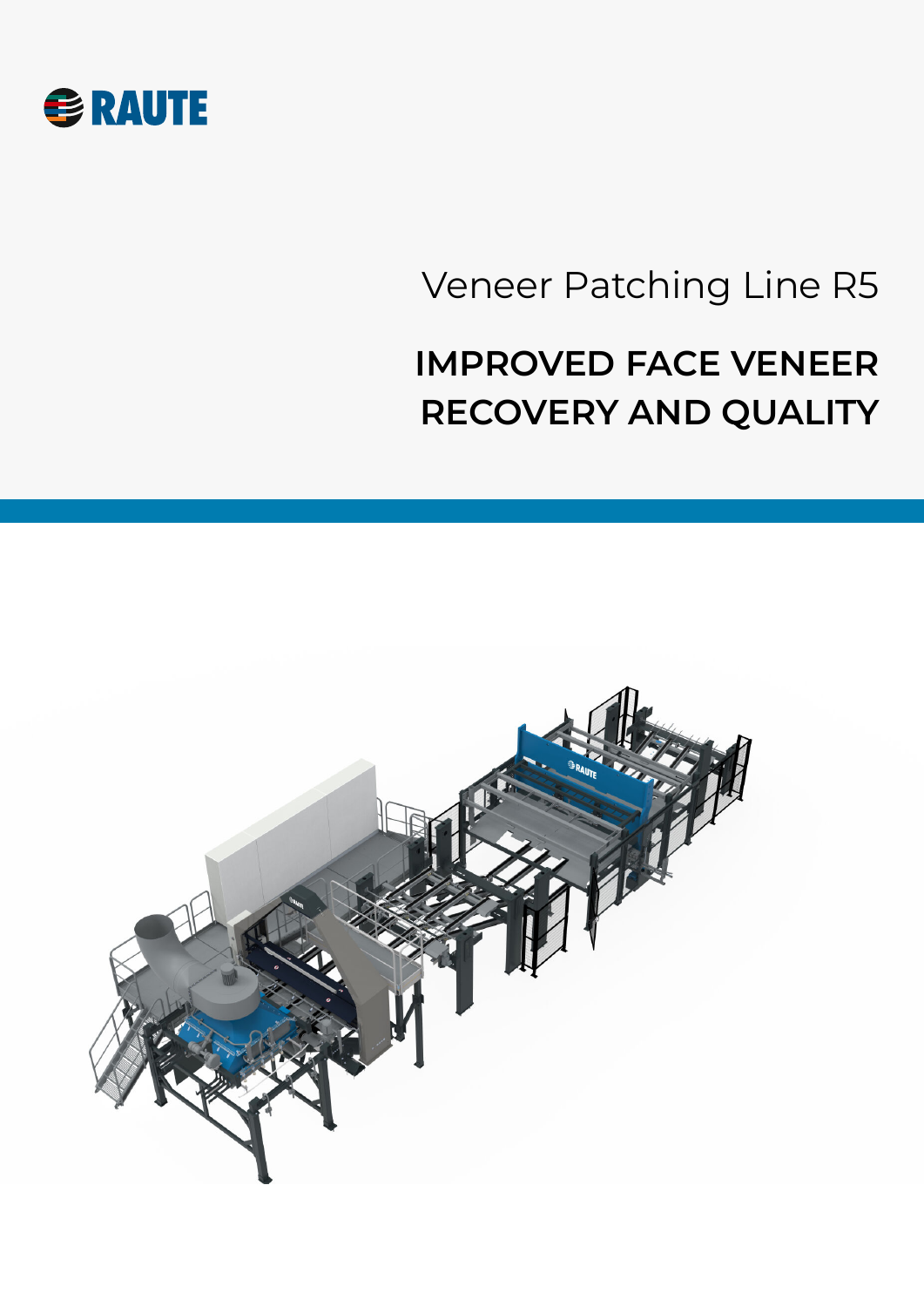RAUTE

Veneer Patching Line R5

# IMPROVED FACE VENEER RECOVERY AND QUALITY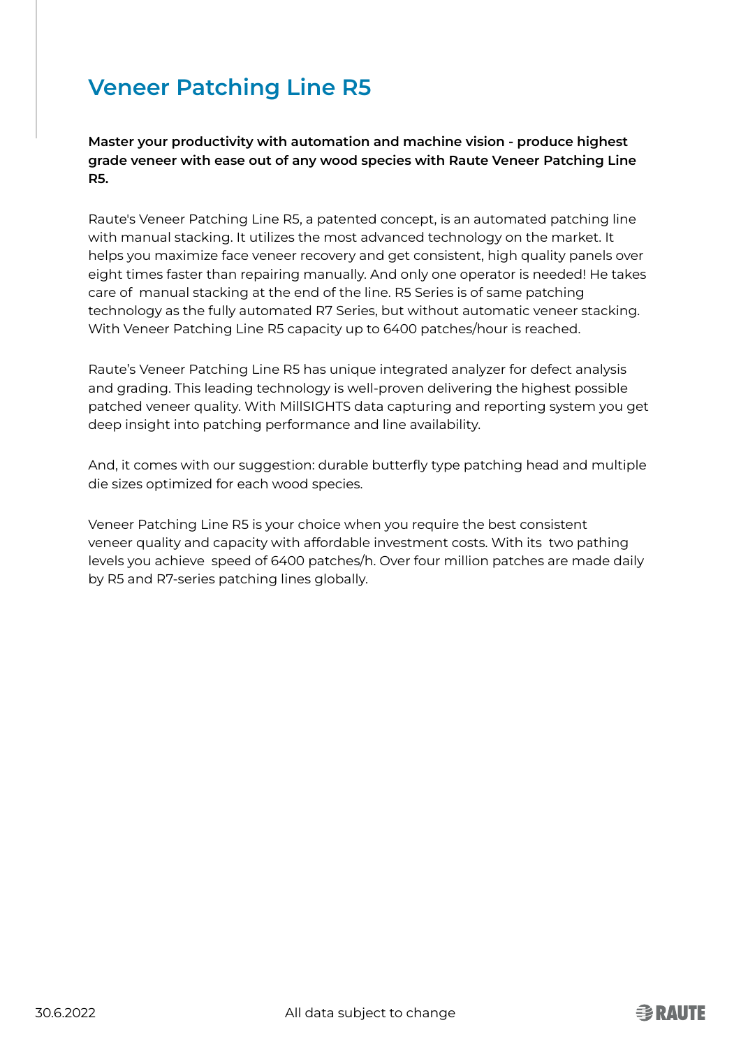# Veneer Patching Line R5

**Master your productivity with automation and machine vision - produce highest grade veneer with ease out of any wood species with Raute Veneer Patching Line R5.**

Raute's Veneer Patching Line R5, a patented concept, is an automated patching line with manual stacking. It utilizes the most advanced technology on the market. It helps you maximize face veneer recovery and get consistent, high quality panels over eight times faster than repairing manually. And only one operator is needed! He takes care of manual stacking at the end of the line. R5 Series is of same patching technology as the fully automated R7 Series, but without automatic veneer stacking. With Veneer Patching Line R5 capacity up to 6400 patches/hour is reached.

Raute's Veneer Patching Line R5 has unique integrated analyzer for defect analysis and grading. This leading technology is well-proven delivering the highest possible patched veneer quality. With MillSIGHTS data capturing and reporting system you get deep insight into patching performance and line availability.

And, it comes with our suggestion: durable butterfly type patching head and multiple die sizes optimized for each wood species.

Veneer Patching Line R5 is your choice when you require the best consistent veneer quality and capacity with affordable investment costs. With its two pathing levels you achieve speed of 6400 patches/h. Over four million patches are made daily by R5 and R7-series patching lines globally.

30.6.2022 All data subject to change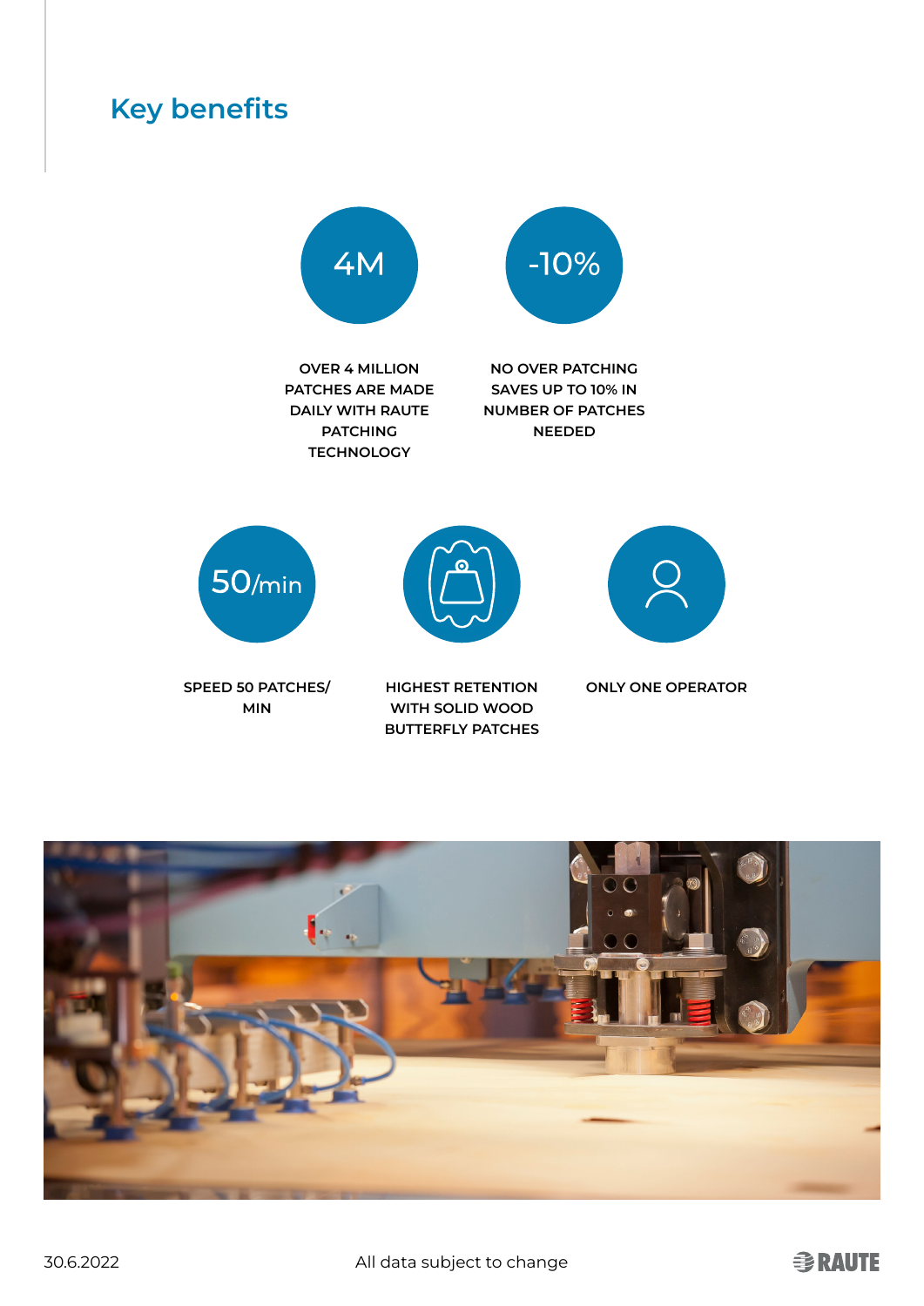## Key benefits

4M

OVER 4 MILLION PATCHES ARE MADE DAILY WITH RAUTE PATCHING TECHNOLOGY

-10%

NO OVER PATCHING SAVES UP TO 10% IN NUMBER OF PATCHES NEEDED

50/min

SPEED 50 PATCHES/ MIN

HIGHEST RETENTION WITH SOLID WOOD BUTTERFLY PATCHES

ONLY ONE OPERATOR

30.6.2022

All data subject to change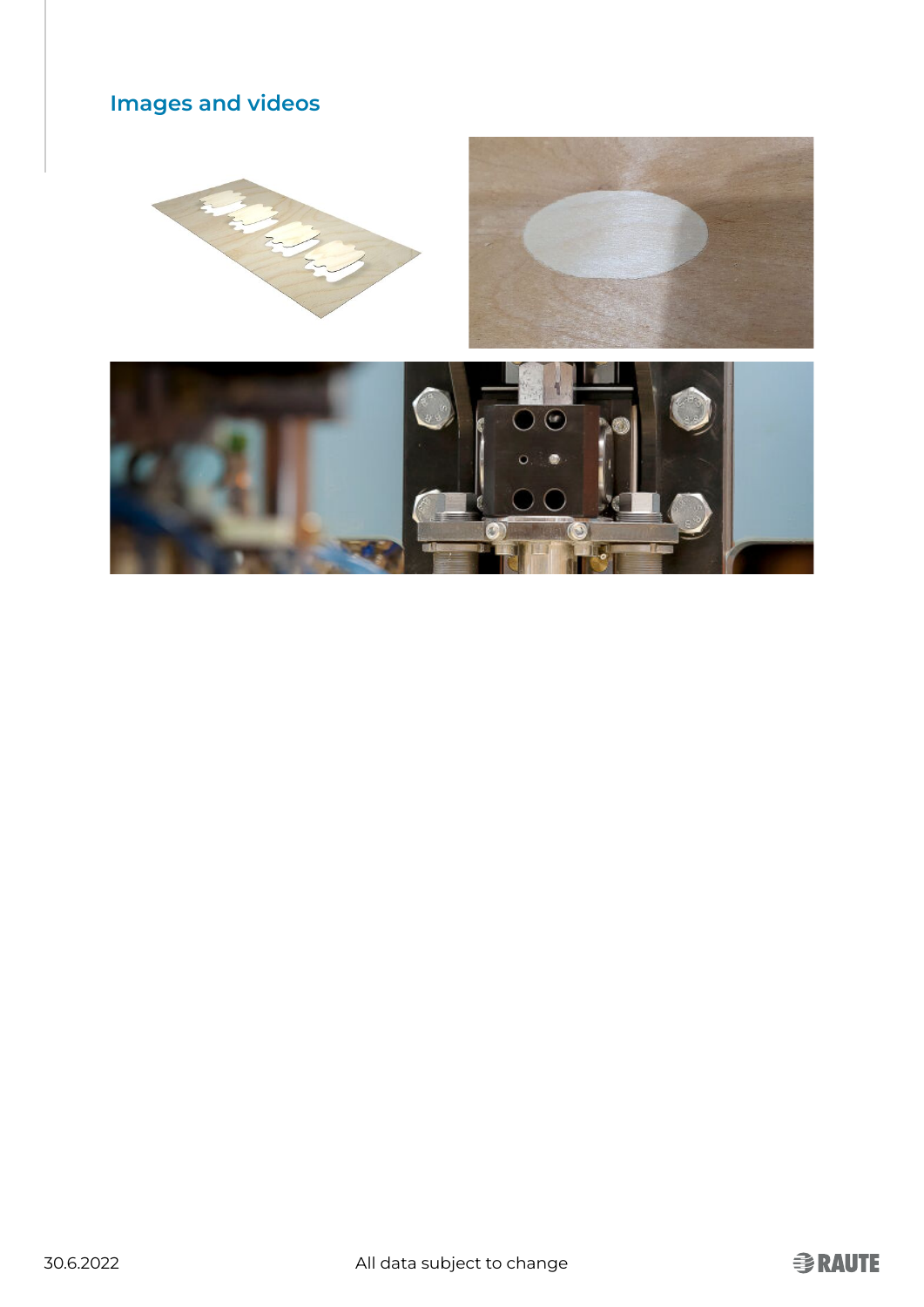## Images and videos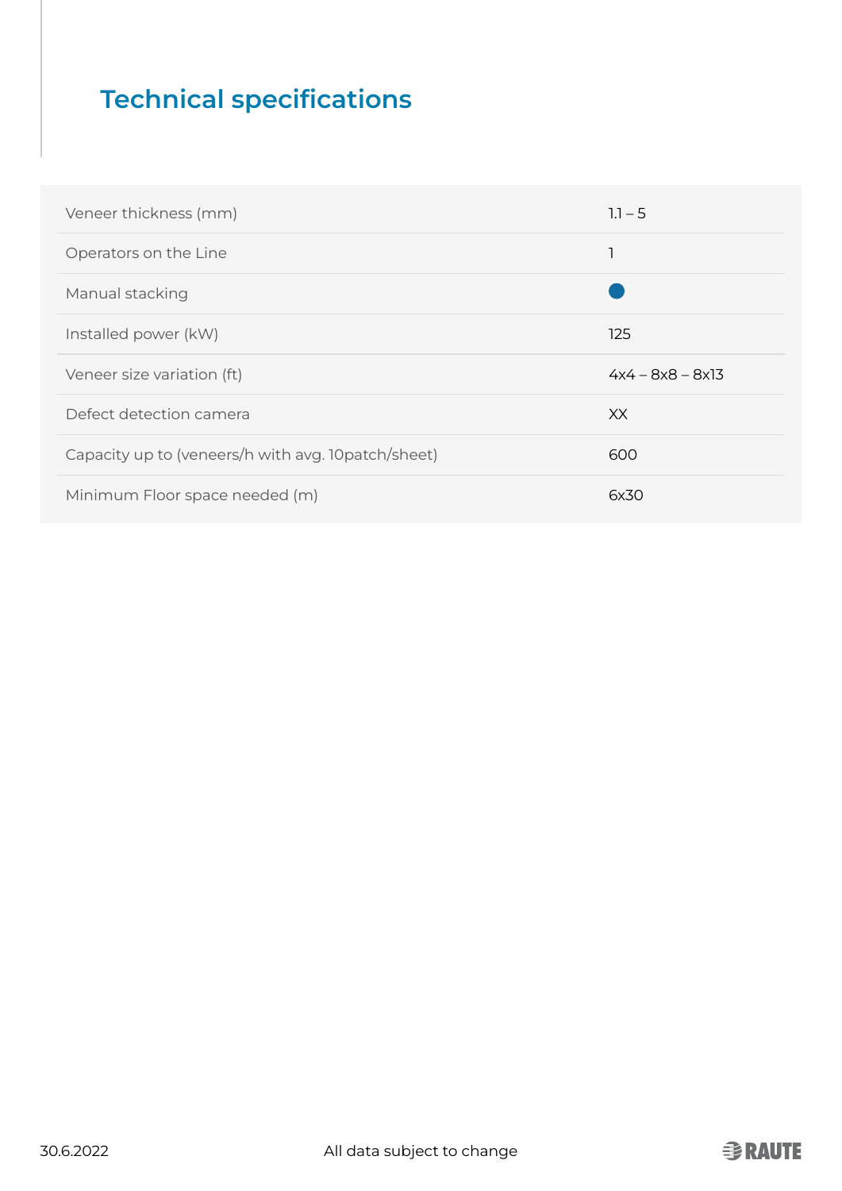## Technical specifications

| | |
|---|---|
| Veneer thickness (mm) | 1.1 – 5 |
| Operators on the Line | 1 |
| Manual stacking | ● |
| Installed power (kW) | 125 |
| Veneer size variation (ft) | 4x4 – 8x8 – 8x13 |
| Defect detection camera | XX |
| Capacity up to (veneers/h with avg. 10patch/sheet) | 600 |
| Minimum Floor space needed (m) | 6x30 |

30.6.2022 All data subject to change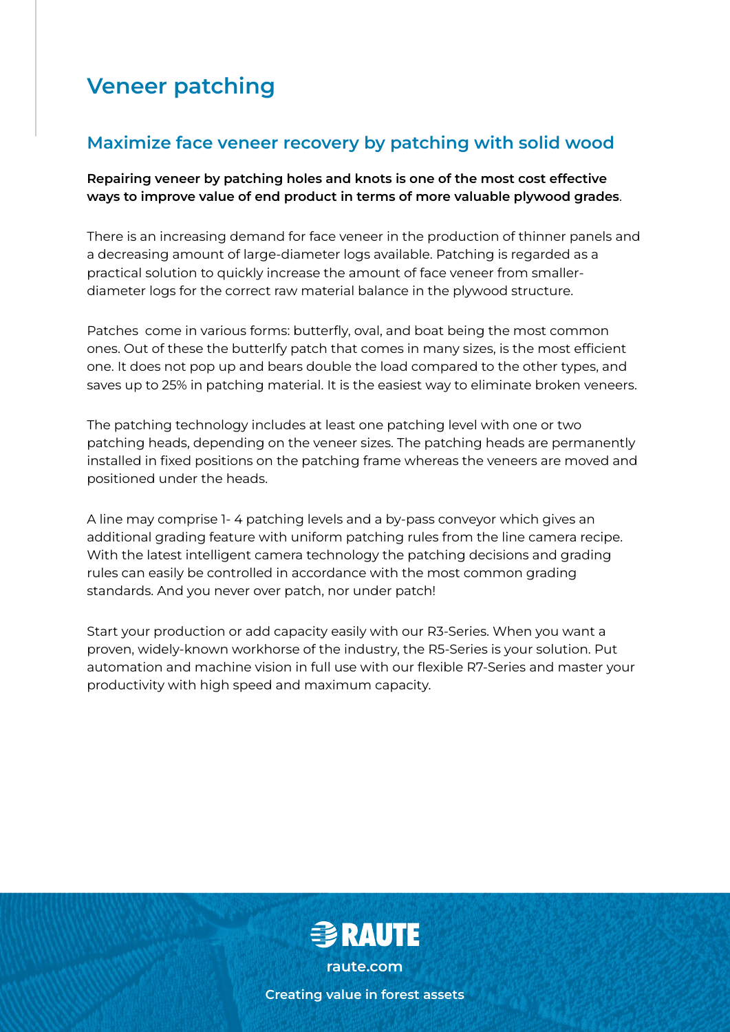# Veneer patching

## Maximize face veneer recovery by patching with solid wood

**Repairing veneer by patching holes and knots is one of the most cost effective ways to improve value of end product in terms of more valuable plywood grades**.

There is an increasing demand for face veneer in the production of thinner panels and a decreasing amount of large-diameter logs available. Patching is regarded as a practical solution to quickly increase the amount of face veneer from smaller-diameter logs for the correct raw material balance in the plywood structure.

Patches come in various forms: butterfly, oval, and boat being the most common ones. Out of these the butterlfy patch that comes in many sizes, is the most efficient one. It does not pop up and bears double the load compared to the other types, and saves up to 25% in patching material. It is the easiest way to eliminate broken veneers.

The patching technology includes at least one patching level with one or two patching heads, depending on the veneer sizes. The patching heads are permanently installed in fixed positions on the patching frame whereas the veneers are moved and positioned under the heads.

A line may comprise 1- 4 patching levels and a by-pass conveyor which gives an additional grading feature with uniform patching rules from the line camera recipe. With the latest intelligent camera technology the patching decisions and grading rules can easily be controlled in accordance with the most common grading standards. And you never over patch, nor under patch!

Start your production or add capacity easily with our R3-Series. When you want a proven, widely-known workhorse of the industry, the R5-Series is your solution. Put automation and machine vision in full use with our flexible R7-Series and master your productivity with high speed and maximum capacity.

RAUTE

raute.com

Creating value in forest assets